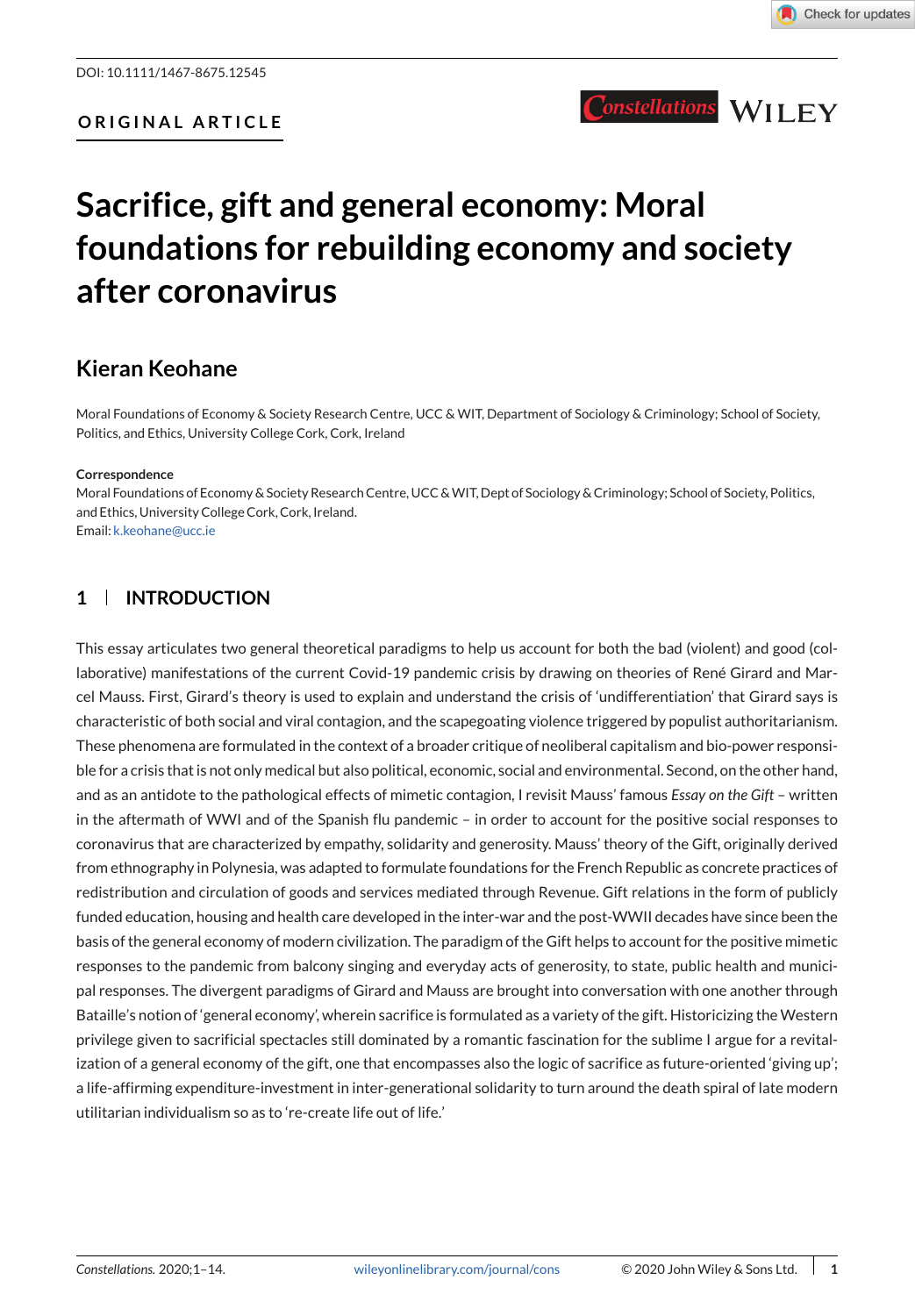DOI: 10.1111/1467-8675.12545

ORIGINAL ARTICLE

# Sacrifice, gift and general economy: Moral foundations for rebuilding economy and society after coronavirus

## Kieran Keohane

Moral Foundations of Economy & Society Research Centre, UCC & WIT, Department of Sociology & Criminology; School of Society, Politics, and Ethics, University College Cork, Cork, Ireland

**Correspondence**
Moral Foundations of Economy & Society Research Centre, UCC & WIT, Dept of Sociology & Criminology; School of Society, Politics, and Ethics, University College Cork, Cork, Ireland.
Email: k.keohane@ucc.ie

## 1 | INTRODUCTION

This essay articulates two general theoretical paradigms to help us account for both the bad (violent) and good (collaborative) manifestations of the current Covid-19 pandemic crisis by drawing on theories of René Girard and Marcel Mauss. First, Girard's theory is used to explain and understand the crisis of 'undifferentiation' that Girard says is characteristic of both social and viral contagion, and the scapegoating violence triggered by populist authoritarianism. These phenomena are formulated in the context of a broader critique of neoliberal capitalism and bio-power responsible for a crisis that is not only medical but also political, economic, social and environmental. Second, on the other hand, and as an antidote to the pathological effects of mimetic contagion, I revisit Mauss' famous *Essay on the Gift* – written in the aftermath of WWI and of the Spanish flu pandemic – in order to account for the positive social responses to coronavirus that are characterized by empathy, solidarity and generosity. Mauss' theory of the Gift, originally derived from ethnography in Polynesia, was adapted to formulate foundations for the French Republic as concrete practices of redistribution and circulation of goods and services mediated through Revenue. Gift relations in the form of publicly funded education, housing and health care developed in the inter-war and the post-WWII decades have since been the basis of the general economy of modern civilization. The paradigm of the Gift helps to account for the positive mimetic responses to the pandemic from balcony singing and everyday acts of generosity, to state, public health and municipal responses. The divergent paradigms of Girard and Mauss are brought into conversation with one another through Bataille's notion of 'general economy', wherein sacrifice is formulated as a variety of the gift. Historicizing the Western privilege given to sacrificial spectacles still dominated by a romantic fascination for the sublime I argue for a revitalization of a general economy of the gift, one that encompasses also the logic of sacrifice as future-oriented 'giving up'; a life-affirming expenditure-investment in inter-generational solidarity to turn around the death spiral of late modern utilitarian individualism so as to 're-create life out of life.'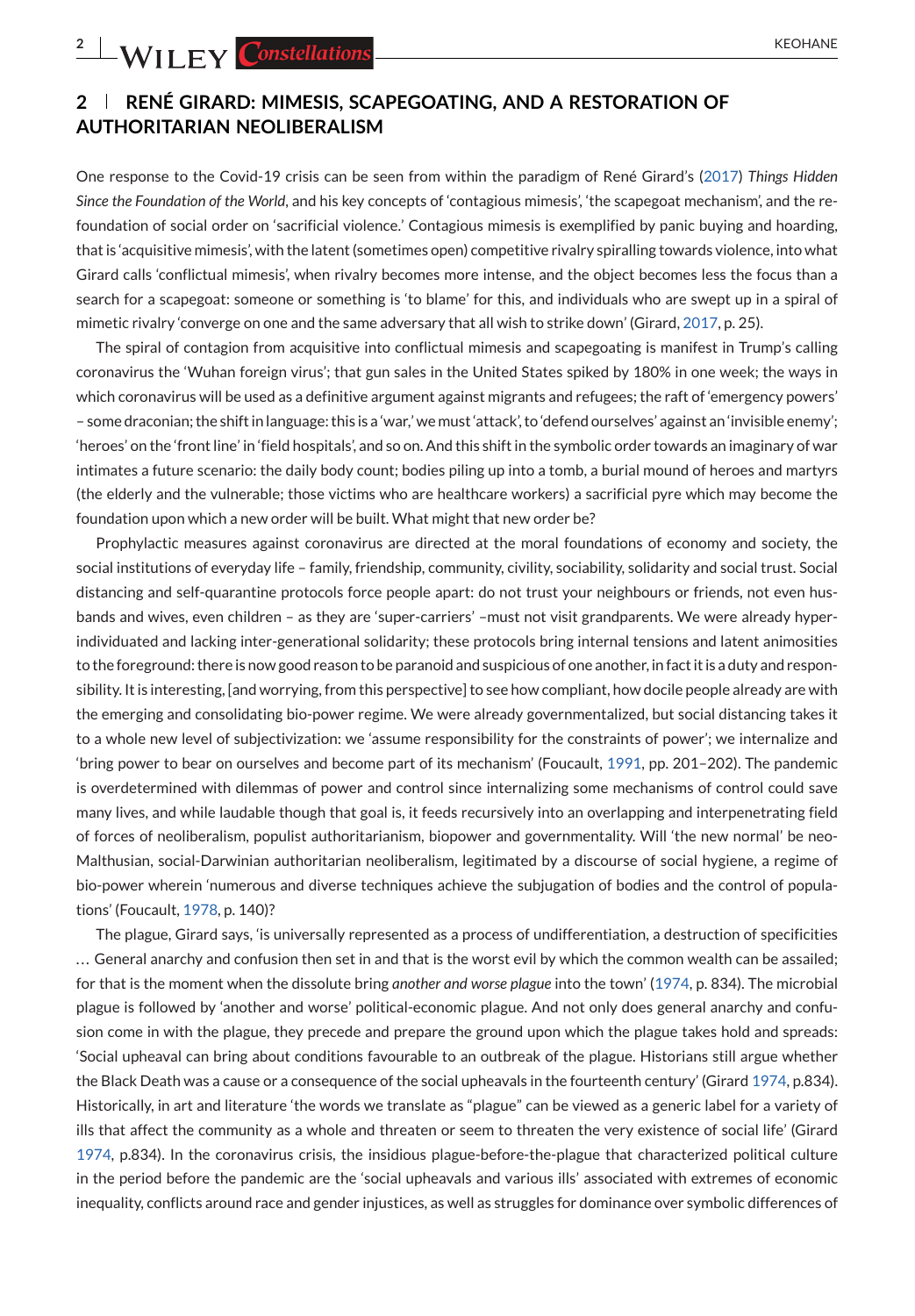## 2 | RENÉ GIRARD: MIMESIS, SCAPEGOATING, AND A RESTORATION OF AUTHORITARIAN NEOLIBERALISM

One response to the Covid-19 crisis can be seen from within the paradigm of René Girard's (2017) *Things Hidden Since the Foundation of the World*, and his key concepts of 'contagious mimesis', 'the scapegoat mechanism', and the re-foundation of social order on 'sacrificial violence.' Contagious mimesis is exemplified by panic buying and hoarding, that is 'acquisitive mimesis', with the latent (sometimes open) competitive rivalry spiralling towards violence, into what Girard calls 'conflictual mimesis', when rivalry becomes more intense, and the object becomes less the focus than a search for a scapegoat: someone or something is 'to blame' for this, and individuals who are swept up in a spiral of mimetic rivalry 'converge on one and the same adversary that all wish to strike down' (Girard, 2017, p. 25).

The spiral of contagion from acquisitive into conflictual mimesis and scapegoating is manifest in Trump's calling coronavirus the 'Wuhan foreign virus'; that gun sales in the United States spiked by 180% in one week; the ways in which coronavirus will be used as a definitive argument against migrants and refugees; the raft of 'emergency powers' – some draconian; the shift in language: this is a 'war,' we must 'attack', to 'defend ourselves' against an 'invisible enemy'; 'heroes' on the 'front line' in 'field hospitals', and so on. And this shift in the symbolic order towards an imaginary of war intimates a future scenario: the daily body count; bodies piling up into a tomb, a burial mound of heroes and martyrs (the elderly and the vulnerable; those victims who are healthcare workers) a sacrificial pyre which may become the foundation upon which a new order will be built. What might that new order be?

Prophylactic measures against coronavirus are directed at the moral foundations of economy and society, the social institutions of everyday life – family, friendship, community, civility, sociability, solidarity and social trust. Social distancing and self-quarantine protocols force people apart: do not trust your neighbours or friends, not even husbands and wives, even children – as they are 'super-carriers' –must not visit grandparents. We were already hyper-individuated and lacking inter-generational solidarity; these protocols bring internal tensions and latent animosities to the foreground: there is now good reason to be paranoid and suspicious of one another, in fact it is a duty and responsibility. It is interesting, [and worrying, from this perspective] to see how compliant, how docile people already are with the emerging and consolidating bio-power regime. We were already governmentalized, but social distancing takes it to a whole new level of subjectivization: we 'assume responsibility for the constraints of power'; we internalize and 'bring power to bear on ourselves and become part of its mechanism' (Foucault, 1991, pp. 201–202). The pandemic is overdetermined with dilemmas of power and control since internalizing some mechanisms of control could save many lives, and while laudable though that goal is, it feeds recursively into an overlapping and interpenetrating field of forces of neoliberalism, populist authoritarianism, biopower and governmentality. Will 'the new normal' be neo-Malthusian, social-Darwinian authoritarian neoliberalism, legitimated by a discourse of social hygiene, a regime of bio-power wherein 'numerous and diverse techniques achieve the subjugation of bodies and the control of populations' (Foucault, 1978, p. 140)?

The plague, Girard says, 'is universally represented as a process of undifferentiation, a destruction of specificities … General anarchy and confusion then set in and that is the worst evil by which the common wealth can be assailed; for that is the moment when the dissolute bring *another and worse plague* into the town' (1974, p. 834). The microbial plague is followed by 'another and worse' political-economic plague. And not only does general anarchy and confusion come in with the plague, they precede and prepare the ground upon which the plague takes hold and spreads: 'Social upheaval can bring about conditions favourable to an outbreak of the plague. Historians still argue whether the Black Death was a cause or a consequence of the social upheavals in the fourteenth century' (Girard 1974, p.834). Historically, in art and literature 'the words we translate as "plague" can be viewed as a generic label for a variety of ills that affect the community as a whole and threaten or seem to threaten the very existence of social life' (Girard 1974, p.834). In the coronavirus crisis, the insidious plague-before-the-plague that characterized political culture in the period before the pandemic are the 'social upheavals and various ills' associated with extremes of economic inequality, conflicts around race and gender injustices, as well as struggles for dominance over symbolic differences of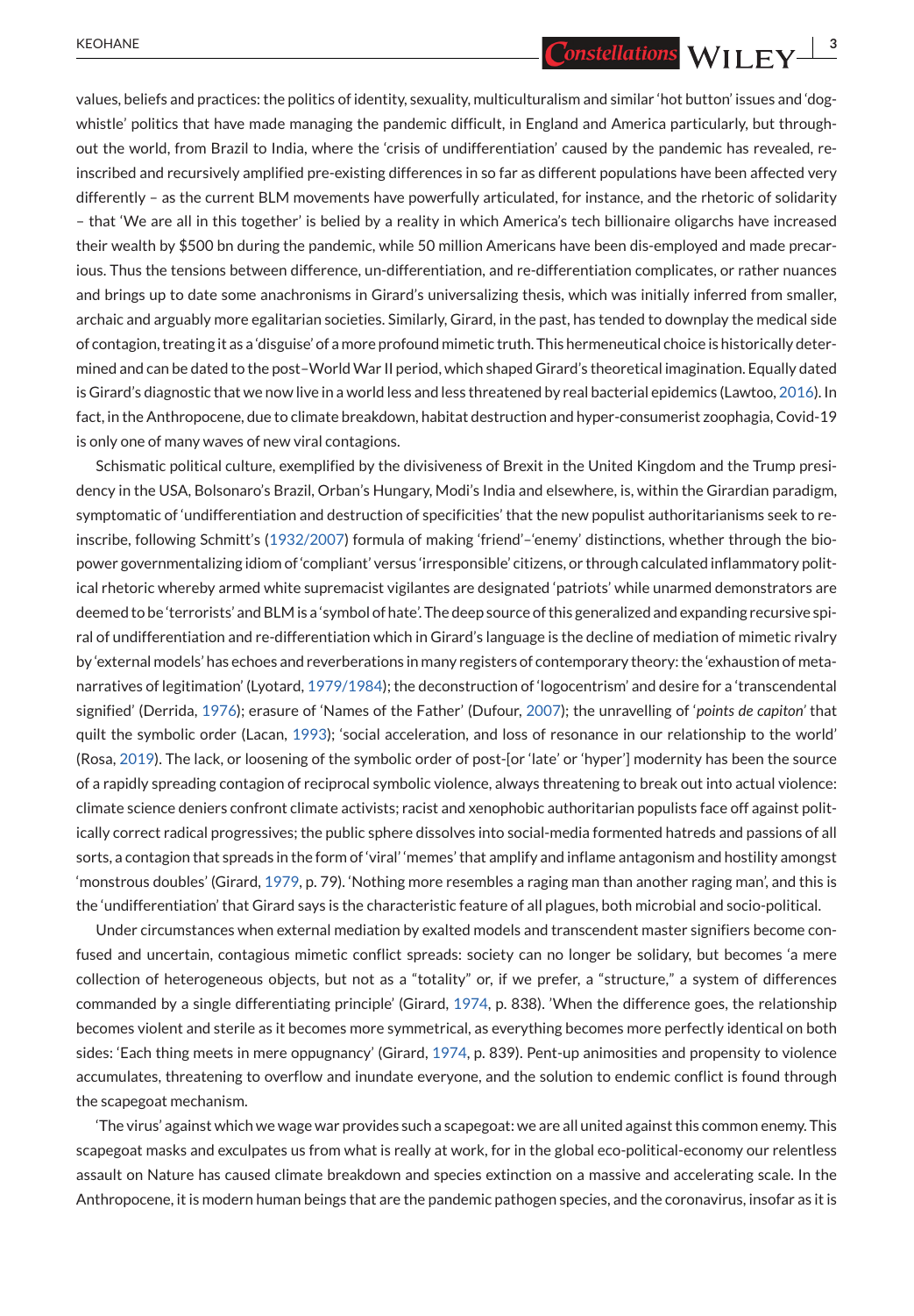values, beliefs and practices: the politics of identity, sexuality, multiculturalism and similar 'hot button' issues and 'dog-whistle' politics that have made managing the pandemic difficult, in England and America particularly, but throughout the world, from Brazil to India, where the 'crisis of undifferentiation' caused by the pandemic has revealed, re-inscribed and recursively amplified pre-existing differences in so far as different populations have been affected very differently – as the current BLM movements have powerfully articulated, for instance, and the rhetoric of solidarity – that 'We are all in this together' is belied by a reality in which America's tech billionaire oligarchs have increased their wealth by $500 bn during the pandemic, while 50 million Americans have been dis-employed and made precarious. Thus the tensions between difference, un-differentiation, and re-differentiation complicates, or rather nuances and brings up to date some anachronisms in Girard's universalizing thesis, which was initially inferred from smaller, archaic and arguably more egalitarian societies. Similarly, Girard, in the past, has tended to downplay the medical side of contagion, treating it as a 'disguise' of a more profound mimetic truth. This hermeneutical choice is historically determined and can be dated to the post–World War II period, which shaped Girard's theoretical imagination. Equally dated is Girard's diagnostic that we now live in a world less and less threatened by real bacterial epidemics (Lawtoo, 2016). In fact, in the Anthropocene, due to climate breakdown, habitat destruction and hyper-consumerist zoophagia, Covid-19 is only one of many waves of new viral contagions.

Schismatic political culture, exemplified by the divisiveness of Brexit in the United Kingdom and the Trump presidency in the USA, Bolsonaro's Brazil, Orban's Hungary, Modi's India and elsewhere, is, within the Girardian paradigm, symptomatic of 'undifferentiation and destruction of specificities' that the new populist authoritarianisms seek to re-inscribe, following Schmitt's (1932/2007) formula of making 'friend'–'enemy' distinctions, whether through the bio-power governmentalizing idiom of 'compliant' versus 'irresponsible' citizens, or through calculated inflammatory political rhetoric whereby armed white supremacist vigilantes are designated 'patriots' while unarmed demonstrators are deemed to be 'terrorists' and BLM is a 'symbol of hate'. The deep source of this generalized and expanding recursive spiral of undifferentiation and re-differentiation which in Girard's language is the decline of mediation of mimetic rivalry by 'external models' has echoes and reverberations in many registers of contemporary theory: the 'exhaustion of meta-narratives of legitimation' (Lyotard, 1979/1984); the deconstruction of 'logocentrism' and desire for a 'transcendental signified' (Derrida, 1976); erasure of 'Names of the Father' (Dufour, 2007); the unravelling of '*points de capiton*' that quilt the symbolic order (Lacan, 1993); 'social acceleration, and loss of resonance in our relationship to the world' (Rosa, 2019). The lack, or loosening of the symbolic order of post-[or 'late' or 'hyper'] modernity has been the source of a rapidly spreading contagion of reciprocal symbolic violence, always threatening to break out into actual violence: climate science deniers confront climate activists; racist and xenophobic authoritarian populists face off against politically correct radical progressives; the public sphere dissolves into social-media formented hatreds and passions of all sorts, a contagion that spreads in the form of 'viral' 'memes' that amplify and inflame antagonism and hostility amongst 'monstrous doubles' (Girard, 1979, p. 79). 'Nothing more resembles a raging man than another raging man', and this is the 'undifferentiation' that Girard says is the characteristic feature of all plagues, both microbial and socio-political.

Under circumstances when external mediation by exalted models and transcendent master signifiers become confused and uncertain, contagious mimetic conflict spreads: society can no longer be solidary, but becomes 'a mere collection of heterogeneous objects, but not as a "totality" or, if we prefer, a "structure," a system of differences commanded by a single differentiating principle' (Girard, 1974, p. 838). 'When the difference goes, the relationship becomes violent and sterile as it becomes more symmetrical, as everything becomes more perfectly identical on both sides: 'Each thing meets in mere oppugnancy' (Girard, 1974, p. 839). Pent-up animosities and propensity to violence accumulates, threatening to overflow and inundate everyone, and the solution to endemic conflict is found through the scapegoat mechanism.

'The virus' against which we wage war provides such a scapegoat: we are all united against this common enemy. This scapegoat masks and exculpates us from what is really at work, for in the global eco-political-economy our relentless assault on Nature has caused climate breakdown and species extinction on a massive and accelerating scale. In the Anthropocene, it is modern human beings that are the pandemic pathogen species, and the coronavirus, insofar as it is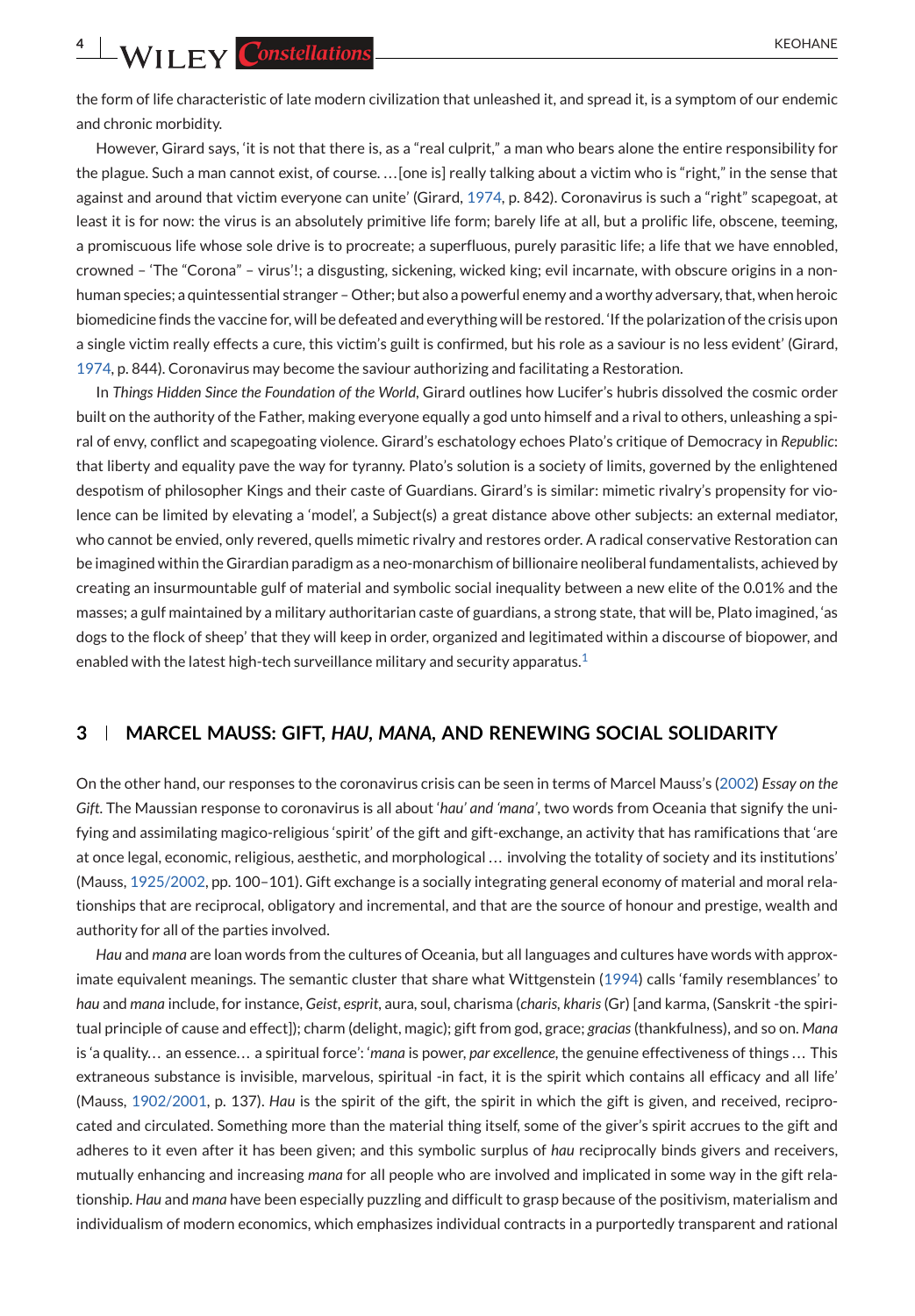the form of life characteristic of late modern civilization that unleashed it, and spread it, is a symptom of our endemic and chronic morbidity.

However, Girard says, 'it is not that there is, as a "real culprit," a man who bears alone the entire responsibility for the plague. Such a man cannot exist, of course. …[one is] really talking about a victim who is "right," in the sense that against and around that victim everyone can unite' (Girard, 1974, p. 842). Coronavirus is such a "right" scapegoat, at least it is for now: the virus is an absolutely primitive life form; barely life at all, but a prolific life, obscene, teeming, a promiscuous life whose sole drive is to procreate; a superfluous, purely parasitic life; a life that we have ennobled, crowned – 'The "Corona" – virus'!; a disgusting, sickening, wicked king; evil incarnate, with obscure origins in a non-human species; a quintessential stranger – Other; but also a powerful enemy and a worthy adversary, that, when heroic biomedicine finds the vaccine for, will be defeated and everything will be restored. 'If the polarization of the crisis upon a single victim really effects a cure, this victim's guilt is confirmed, but his role as a saviour is no less evident' (Girard, 1974, p. 844). Coronavirus may become the saviour authorizing and facilitating a Restoration.

In *Things Hidden Since the Foundation of the World*, Girard outlines how Lucifer's hubris dissolved the cosmic order built on the authority of the Father, making everyone equally a god unto himself and a rival to others, unleashing a spiral of envy, conflict and scapegoating violence. Girard's eschatology echoes Plato's critique of Democracy in *Republic*: that liberty and equality pave the way for tyranny. Plato's solution is a society of limits, governed by the enlightened despotism of philosopher Kings and their caste of Guardians. Girard's is similar: mimetic rivalry's propensity for violence can be limited by elevating a 'model', a Subject(s) a great distance above other subjects: an external mediator, who cannot be envied, only revered, quells mimetic rivalry and restores order. A radical conservative Restoration can be imagined within the Girardian paradigm as a neo-monarchism of billionaire neoliberal fundamentalists, achieved by creating an insurmountable gulf of material and symbolic social inequality between a new elite of the 0.01% and the masses; a gulf maintained by a military authoritarian caste of guardians, a strong state, that will be, Plato imagined, 'as dogs to the flock of sheep' that they will keep in order, organized and legitimated within a discourse of biopower, and enabled with the latest high-tech surveillance military and security apparatus.[1]

## 3 | MARCEL MAUSS: GIFT, *HAU*, *MANA*, AND RENEWING SOCIAL SOLIDARITY

On the other hand, our responses to the coronavirus crisis can be seen in terms of Marcel Mauss's (2002) *Essay on the Gift*. The Maussian response to coronavirus is all about '*hau*' *and* '*mana*', two words from Oceania that signify the unifying and assimilating magico-religious 'spirit' of the gift and gift-exchange, an activity that has ramifications that 'are at once legal, economic, religious, aesthetic, and morphological … involving the totality of society and its institutions' (Mauss, 1925/2002, pp. 100–101). Gift exchange is a socially integrating general economy of material and moral relationships that are reciprocal, obligatory and incremental, and that are the source of honour and prestige, wealth and authority for all of the parties involved.

*Hau* and *mana* are loan words from the cultures of Oceania, but all languages and cultures have words with approximate equivalent meanings. The semantic cluster that share what Wittgenstein (1994) calls 'family resemblances' to *hau* and *mana* include, for instance, *Geist*, *esprit*, aura, soul, charisma (*charis*, *kharis* (Gr) [and karma, (Sanskrit -the spiritual principle of cause and effect]); charm (delight, magic); gift from god, grace; *gracias* (thankfulness), and so on. *Mana* is 'a quality… an essence… a spiritual force': '*mana* is power, *par excellence*, the genuine effectiveness of things … This extraneous substance is invisible, marvelous, spiritual -in fact, it is the spirit which contains all efficacy and all life' (Mauss, 1902/2001, p. 137). *Hau* is the spirit of the gift, the spirit in which the gift is given, and received, reciprocated and circulated. Something more than the material thing itself, some of the giver's spirit accrues to the gift and adheres to it even after it has been given; and this symbolic surplus of *hau* reciprocally binds givers and receivers, mutually enhancing and increasing *mana* for all people who are involved and implicated in some way in the gift relationship. *Hau* and *mana* have been especially puzzling and difficult to grasp because of the positivism, materialism and individualism of modern economics, which emphasizes individual contracts in a purportedly transparent and rational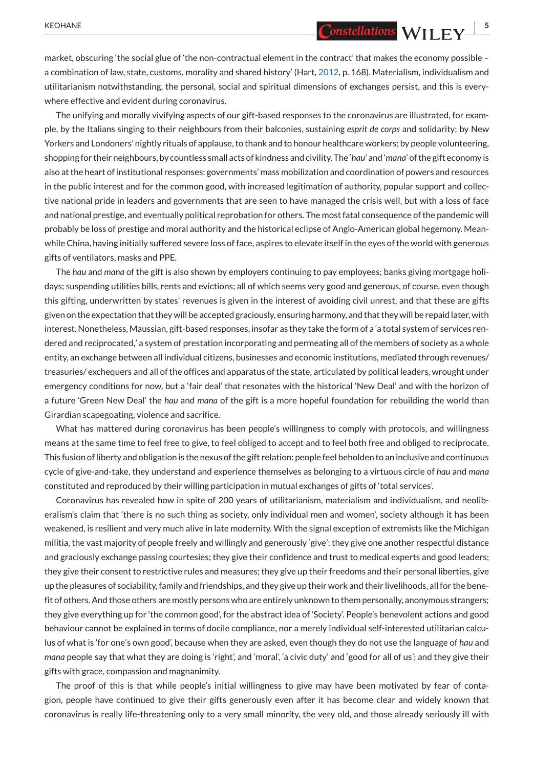market, obscuring 'the social glue of 'the non-contractual element in the contract' that makes the economy possible – a combination of law, state, customs, morality and shared history' (Hart, 2012, p. 168). Materialism, individualism and utilitarianism notwithstanding, the personal, social and spiritual dimensions of exchanges persist, and this is everywhere effective and evident during coronavirus.

The unifying and morally vivifying aspects of our gift-based responses to the coronavirus are illustrated, for example, by the Italians singing to their neighbours from their balconies, sustaining *esprit de corps* and solidarity; by New Yorkers and Londoners' nightly rituals of applause, to thank and to honour healthcare workers; by people volunteering, shopping for their neighbours, by countless small acts of kindness and civility. The '*hau*' and '*mana*' of the gift economy is also at the heart of institutional responses: governments' mass mobilization and coordination of powers and resources in the public interest and for the common good, with increased legitimation of authority, popular support and collective national pride in leaders and governments that are seen to have managed the crisis well, but with a loss of face and national prestige, and eventually political reprobation for others. The most fatal consequence of the pandemic will probably be loss of prestige and moral authority and the historical eclipse of Anglo-American global hegemony. Meanwhile China, having initially suffered severe loss of face, aspires to elevate itself in the eyes of the world with generous gifts of ventilators, masks and PPE.

The *hau* and *mana* of the gift is also shown by employers continuing to pay employees; banks giving mortgage holidays; suspending utilities bills, rents and evictions; all of which seems very good and generous, of course, even though this gifting, underwritten by states' revenues is given in the interest of avoiding civil unrest, and that these are gifts given on the expectation that they will be accepted graciously, ensuring harmony, and that they will be repaid later, with interest. Nonetheless, Maussian, gift-based responses, insofar as they take the form of a 'a total system of services rendered and reciprocated,' a system of prestation incorporating and permeating all of the members of society as a whole entity, an exchange between all individual citizens, businesses and economic institutions, mediated through revenues/ treasuries/ exchequers and all of the offices and apparatus of the state, articulated by political leaders, wrought under emergency conditions for now, but a 'fair deal' that resonates with the historical 'New Deal' and with the horizon of a future 'Green New Deal' the *hau* and *mana* of the gift is a more hopeful foundation for rebuilding the world than Girardian scapegoating, violence and sacrifice.

What has mattered during coronavirus has been people's willingness to comply with protocols, and willingness means at the same time to feel free to give, to feel obliged to accept and to feel both free and obliged to reciprocate. This fusion of liberty and obligation is the nexus of the gift relation: people feel beholden to an inclusive and continuous cycle of give-and-take, they understand and experience themselves as belonging to a virtuous circle of *hau* and *mana* constituted and reproduced by their willing participation in mutual exchanges of gifts of 'total services'.

Coronavirus has revealed how in spite of 200 years of utilitarianism, materialism and individualism, and neoliberalism's claim that 'there is no such thing as society, only individual men and women', society although it has been weakened, is resilient and very much alive in late modernity. With the signal exception of extremists like the Michigan militia, the vast majority of people freely and willingly and generously 'give': they give one another respectful distance and graciously exchange passing courtesies; they give their confidence and trust to medical experts and good leaders; they give their consent to restrictive rules and measures; they give up their freedoms and their personal liberties, give up the pleasures of sociability, family and friendships, and they give up their work and their livelihoods, all for the benefit of others. And those others are mostly persons who are entirely unknown to them personally, anonymous strangers; they give everything up for 'the common good', for the abstract idea of 'Society'. People's benevolent actions and good behaviour cannot be explained in terms of docile compliance, nor a merely individual self-interested utilitarian calculus of what is 'for one's own good', because when they are asked, even though they do not use the language of *hau* and *mana* people say that what they are doing is 'right', and 'moral', 'a civic duty' and 'good for all of us'; and they give their gifts with grace, compassion and magnanimity.

The proof of this is that while people's initial willingness to give may have been motivated by fear of contagion, people have continued to give their gifts generously even after it has become clear and widely known that coronavirus is really life-threatening only to a very small minority, the very old, and those already seriously ill with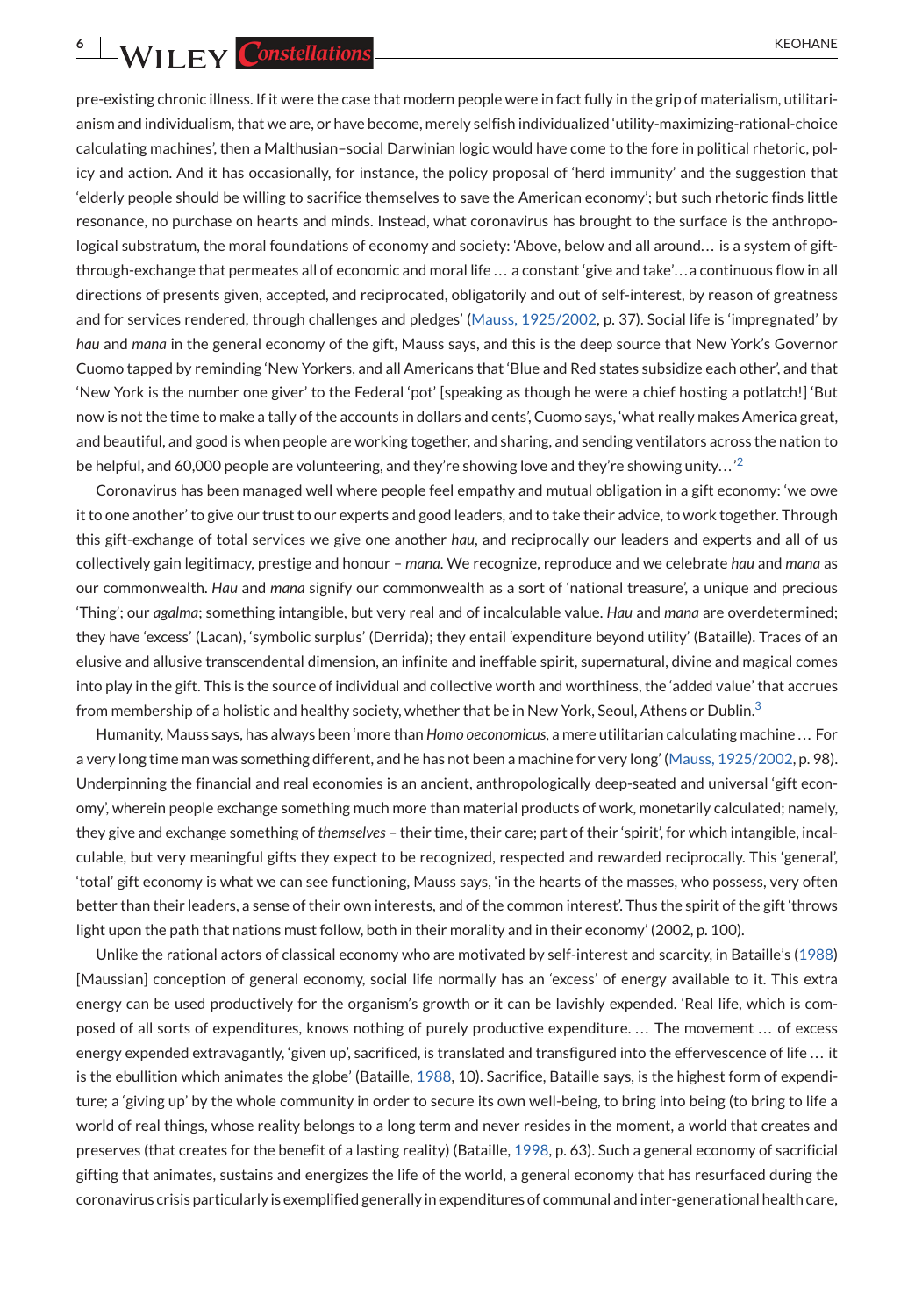pre-existing chronic illness. If it were the case that modern people were in fact fully in the grip of materialism, utilitarianism and individualism, that we are, or have become, merely selfish individualized 'utility-maximizing-rational-choice calculating machines', then a Malthusian–social Darwinian logic would have come to the fore in political rhetoric, policy and action. And it has occasionally, for instance, the policy proposal of 'herd immunity' and the suggestion that 'elderly people should be willing to sacrifice themselves to save the American economy'; but such rhetoric finds little resonance, no purchase on hearts and minds. Instead, what coronavirus has brought to the surface is the anthropological substratum, the moral foundations of economy and society: 'Above, below and all around… is a system of gift-through-exchange that permeates all of economic and moral life … a constant 'give and take'… a continuous flow in all directions of presents given, accepted, and reciprocated, obligatorily and out of self-interest, by reason of greatness and for services rendered, through challenges and pledges' (Mauss, 1925/2002, p. 37). Social life is 'impregnated' by *hau* and *mana* in the general economy of the gift, Mauss says, and this is the deep source that New York's Governor Cuomo tapped by reminding 'New Yorkers, and all Americans that 'Blue and Red states subsidize each other', and that 'New York is the number one giver' to the Federal 'pot' [speaking as though he were a chief hosting a potlatch!] 'But now is not the time to make a tally of the accounts in dollars and cents', Cuomo says, 'what really makes America great, and beautiful, and good is when people are working together, and sharing, and sending ventilators across the nation to be helpful, and 60,000 people are volunteering, and they're showing love and they're showing unity…'[2]

Coronavirus has been managed well where people feel empathy and mutual obligation in a gift economy: 'we owe it to one another' to give our trust to our experts and good leaders, and to take their advice, to work together. Through this gift-exchange of total services we give one another *hau*, and reciprocally our leaders and experts and all of us collectively gain legitimacy, prestige and honour – *mana*. We recognize, reproduce and we celebrate *hau* and *mana* as our commonwealth. *Hau* and *mana* signify our commonwealth as a sort of 'national treasure', a unique and precious 'Thing'; our *agalma*; something intangible, but very real and of incalculable value. *Hau* and *mana* are overdetermined; they have 'excess' (Lacan), 'symbolic surplus' (Derrida); they entail 'expenditure beyond utility' (Bataille). Traces of an elusive and allusive transcendental dimension, an infinite and ineffable spirit, supernatural, divine and magical comes into play in the gift. This is the source of individual and collective worth and worthiness, the 'added value' that accrues from membership of a holistic and healthy society, whether that be in New York, Seoul, Athens or Dublin.[3]

Humanity, Mauss says, has always been 'more than *Homo oeconomicus*, a mere utilitarian calculating machine … For a very long time man was something different, and he has not been a machine for very long' (Mauss, 1925/2002, p. 98). Underpinning the financial and real economies is an ancient, anthropologically deep-seated and universal 'gift economy', wherein people exchange something much more than material products of work, monetarily calculated; namely, they give and exchange something of *themselves* – their time, their care; part of their 'spirit', for which intangible, incalculable, but very meaningful gifts they expect to be recognized, respected and rewarded reciprocally. This 'general', 'total' gift economy is what we can see functioning, Mauss says, 'in the hearts of the masses, who possess, very often better than their leaders, a sense of their own interests, and of the common interest'. Thus the spirit of the gift 'throws light upon the path that nations must follow, both in their morality and in their economy' (2002, p. 100).

Unlike the rational actors of classical economy who are motivated by self-interest and scarcity, in Bataille's (1988) [Maussian] conception of general economy, social life normally has an 'excess' of energy available to it. This extra energy can be used productively for the organism's growth or it can be lavishly expended. 'Real life, which is composed of all sorts of expenditures, knows nothing of purely productive expenditure. … The movement … of excess energy expended extravagantly, 'given up', sacrificed, is translated and transfigured into the effervescence of life … it is the ebullition which animates the globe' (Bataille, 1988, 10). Sacrifice, Bataille says, is the highest form of expenditure; a 'giving up' by the whole community in order to secure its own well-being, to bring into being (to bring to life a world of real things, whose reality belongs to a long term and never resides in the moment, a world that creates and preserves (that creates for the benefit of a lasting reality) (Bataille, 1998, p. 63). Such a general economy of sacrificial gifting that animates, sustains and energizes the life of the world, a general economy that has resurfaced during the coronavirus crisis particularly is exemplified generally in expenditures of communal and inter-generational health care,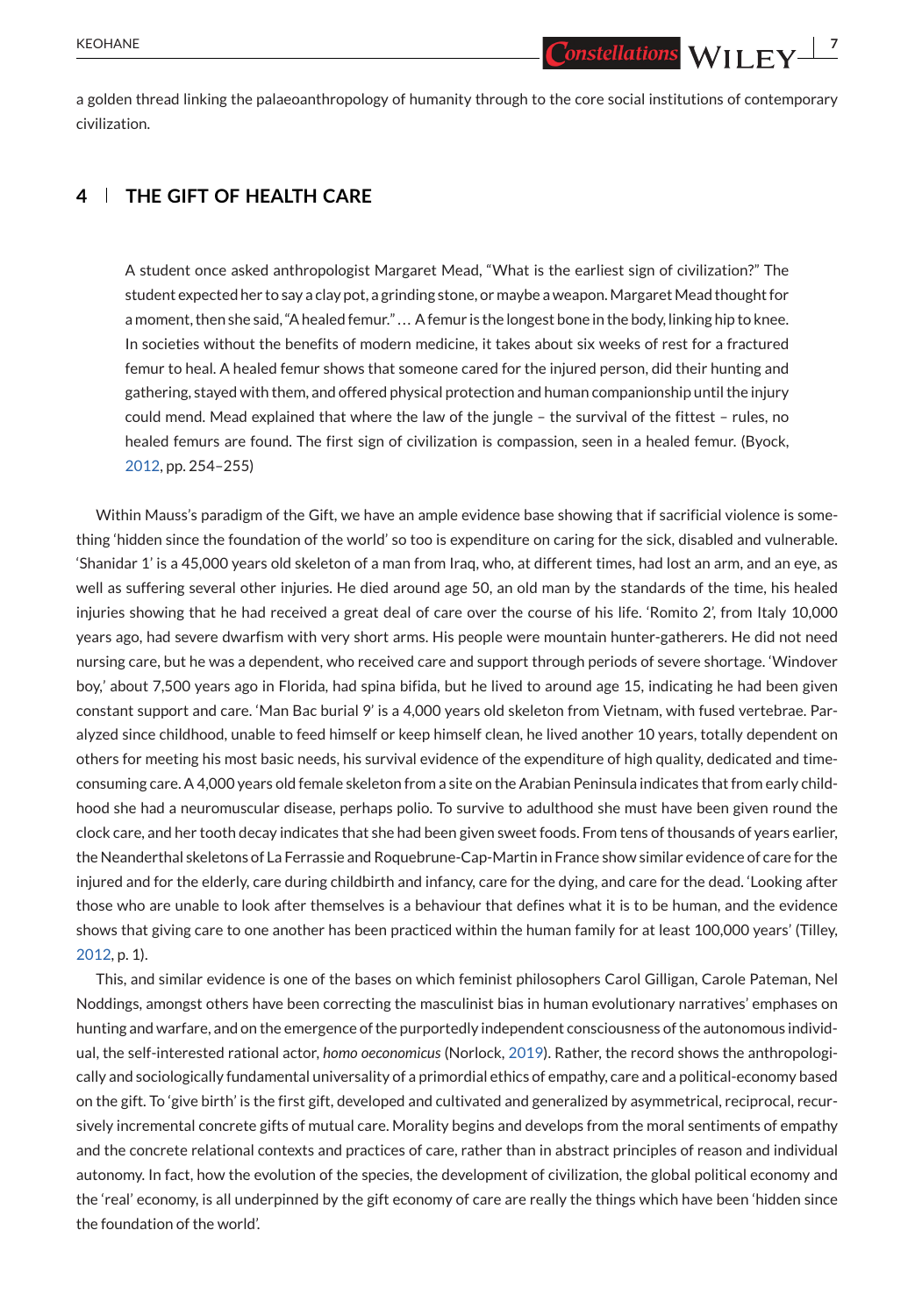a golden thread linking the palaeoanthropology of humanity through to the core social institutions of contemporary civilization.

## 4 | THE GIFT OF HEALTH CARE

> A student once asked anthropologist Margaret Mead, "What is the earliest sign of civilization?" The student expected her to say a clay pot, a grinding stone, or maybe a weapon. Margaret Mead thought for a moment, then she said, "A healed femur." … A femur is the longest bone in the body, linking hip to knee. In societies without the benefits of modern medicine, it takes about six weeks of rest for a fractured femur to heal. A healed femur shows that someone cared for the injured person, did their hunting and gathering, stayed with them, and offered physical protection and human companionship until the injury could mend. Mead explained that where the law of the jungle – the survival of the fittest – rules, no healed femurs are found. The first sign of civilization is compassion, seen in a healed femur. (Byock, 2012, pp. 254–255)

Within Mauss's paradigm of the Gift, we have an ample evidence base showing that if sacrificial violence is something 'hidden since the foundation of the world' so too is expenditure on caring for the sick, disabled and vulnerable. 'Shanidar 1' is a 45,000 years old skeleton of a man from Iraq, who, at different times, had lost an arm, and an eye, as well as suffering several other injuries. He died around age 50, an old man by the standards of the time, his healed injuries showing that he had received a great deal of care over the course of his life. 'Romito 2', from Italy 10,000 years ago, had severe dwarfism with very short arms. His people were mountain hunter-gatherers. He did not need nursing care, but he was a dependent, who received care and support through periods of severe shortage. 'Windover boy,' about 7,500 years ago in Florida, had spina bifida, but he lived to around age 15, indicating he had been given constant support and care. 'Man Bac burial 9' is a 4,000 years old skeleton from Vietnam, with fused vertebrae. Paralyzed since childhood, unable to feed himself or keep himself clean, he lived another 10 years, totally dependent on others for meeting his most basic needs, his survival evidence of the expenditure of high quality, dedicated and time-consuming care. A 4,000 years old female skeleton from a site on the Arabian Peninsula indicates that from early childhood she had a neuromuscular disease, perhaps polio. To survive to adulthood she must have been given round the clock care, and her tooth decay indicates that she had been given sweet foods. From tens of thousands of years earlier, the Neanderthal skeletons of La Ferrassie and Roquebrune-Cap-Martin in France show similar evidence of care for the injured and for the elderly, care during childbirth and infancy, care for the dying, and care for the dead. 'Looking after those who are unable to look after themselves is a behaviour that defines what it is to be human, and the evidence shows that giving care to one another has been practiced within the human family for at least 100,000 years' (Tilley, 2012, p. 1).

This, and similar evidence is one of the bases on which feminist philosophers Carol Gilligan, Carole Pateman, Nel Noddings, amongst others have been correcting the masculinist bias in human evolutionary narratives' emphases on hunting and warfare, and on the emergence of the purportedly independent consciousness of the autonomous individual, the self-interested rational actor, *homo oeconomicus* (Norlock, 2019). Rather, the record shows the anthropologically and sociologically fundamental universality of a primordial ethics of empathy, care and a political-economy based on the gift. To 'give birth' is the first gift, developed and cultivated and generalized by asymmetrical, reciprocal, recursively incremental concrete gifts of mutual care. Morality begins and develops from the moral sentiments of empathy and the concrete relational contexts and practices of care, rather than in abstract principles of reason and individual autonomy. In fact, how the evolution of the species, the development of civilization, the global political economy and the 'real' economy, is all underpinned by the gift economy of care are really the things which have been 'hidden since the foundation of the world'.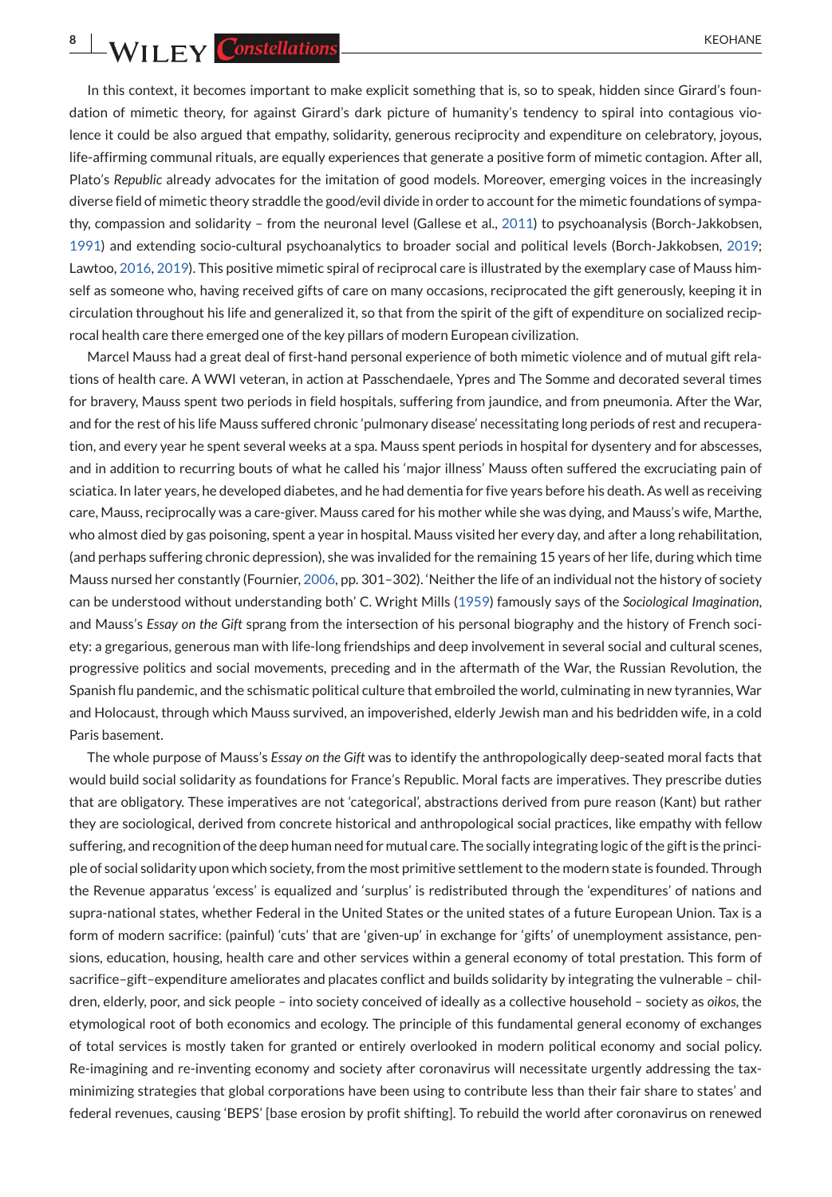In this context, it becomes important to make explicit something that is, so to speak, hidden since Girard's foundation of mimetic theory, for against Girard's dark picture of humanity's tendency to spiral into contagious violence it could be also argued that empathy, solidarity, generous reciprocity and expenditure on celebratory, joyous, life-affirming communal rituals, are equally experiences that generate a positive form of mimetic contagion. After all, Plato's *Republic* already advocates for the imitation of good models. Moreover, emerging voices in the increasingly diverse field of mimetic theory straddle the good/evil divide in order to account for the mimetic foundations of sympathy, compassion and solidarity – from the neuronal level (Gallese et al., 2011) to psychoanalysis (Borch-Jakkobsen, 1991) and extending socio-cultural psychoanalytics to broader social and political levels (Borch-Jakkobsen, 2019; Lawtoo, 2016, 2019). This positive mimetic spiral of reciprocal care is illustrated by the exemplary case of Mauss himself as someone who, having received gifts of care on many occasions, reciprocated the gift generously, keeping it in circulation throughout his life and generalized it, so that from the spirit of the gift of expenditure on socialized reciprocal health care there emerged one of the key pillars of modern European civilization.

Marcel Mauss had a great deal of first-hand personal experience of both mimetic violence and of mutual gift relations of health care. A WWI veteran, in action at Passchendaele, Ypres and The Somme and decorated several times for bravery, Mauss spent two periods in field hospitals, suffering from jaundice, and from pneumonia. After the War, and for the rest of his life Mauss suffered chronic 'pulmonary disease' necessitating long periods of rest and recuperation, and every year he spent several weeks at a spa. Mauss spent periods in hospital for dysentery and for abscesses, and in addition to recurring bouts of what he called his 'major illness' Mauss often suffered the excruciating pain of sciatica. In later years, he developed diabetes, and he had dementia for five years before his death. As well as receiving care, Mauss, reciprocally was a care-giver. Mauss cared for his mother while she was dying, and Mauss's wife, Marthe, who almost died by gas poisoning, spent a year in hospital. Mauss visited her every day, and after a long rehabilitation, (and perhaps suffering chronic depression), she was invalided for the remaining 15 years of her life, during which time Mauss nursed her constantly (Fournier, 2006, pp. 301–302). 'Neither the life of an individual not the history of society can be understood without understanding both' C. Wright Mills (1959) famously says of the *Sociological Imagination*, and Mauss's *Essay on the Gift* sprang from the intersection of his personal biography and the history of French society: a gregarious, generous man with life-long friendships and deep involvement in several social and cultural scenes, progressive politics and social movements, preceding and in the aftermath of the War, the Russian Revolution, the Spanish flu pandemic, and the schismatic political culture that embroiled the world, culminating in new tyrannies, War and Holocaust, through which Mauss survived, an impoverished, elderly Jewish man and his bedridden wife, in a cold Paris basement.

The whole purpose of Mauss's *Essay on the Gift* was to identify the anthropologically deep-seated moral facts that would build social solidarity as foundations for France's Republic. Moral facts are imperatives. They prescribe duties that are obligatory. These imperatives are not 'categorical', abstractions derived from pure reason (Kant) but rather they are sociological, derived from concrete historical and anthropological social practices, like empathy with fellow suffering, and recognition of the deep human need for mutual care. The socially integrating logic of the gift is the principle of social solidarity upon which society, from the most primitive settlement to the modern state is founded. Through the Revenue apparatus 'excess' is equalized and 'surplus' is redistributed through the 'expenditures' of nations and supra-national states, whether Federal in the United States or the united states of a future European Union. Tax is a form of modern sacrifice: (painful) 'cuts' that are 'given-up' in exchange for 'gifts' of unemployment assistance, pensions, education, housing, health care and other services within a general economy of total prestation. This form of sacrifice–gift–expenditure ameliorates and placates conflict and builds solidarity by integrating the vulnerable – children, elderly, poor, and sick people – into society conceived of ideally as a collective household – society as *oikos*, the etymological root of both economics and ecology. The principle of this fundamental general economy of exchanges of total services is mostly taken for granted or entirely overlooked in modern political economy and social policy. Re-imagining and re-inventing economy and society after coronavirus will necessitate urgently addressing the tax-minimizing strategies that global corporations have been using to contribute less than their fair share to states' and federal revenues, causing 'BEPS' [base erosion by profit shifting]. To rebuild the world after coronavirus on renewed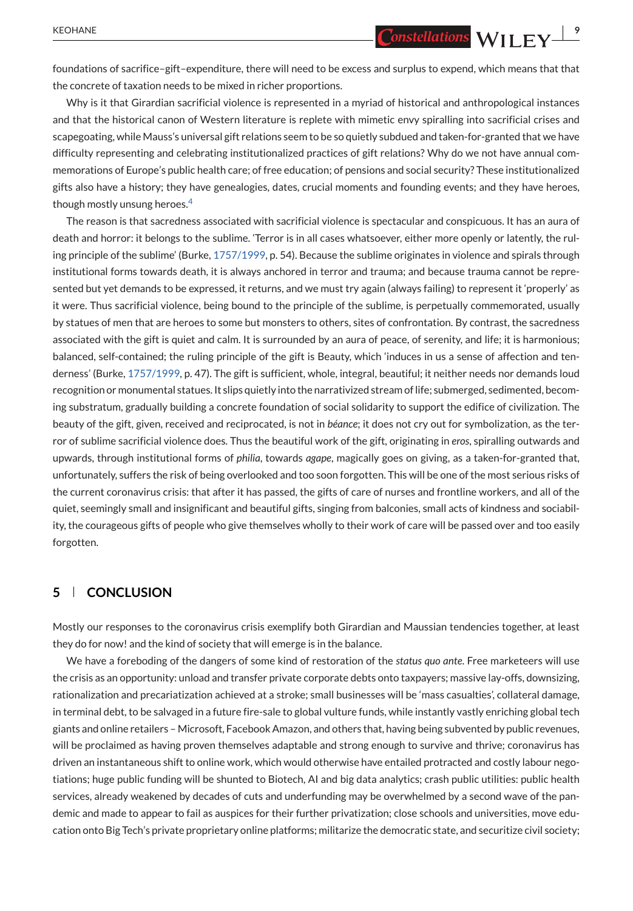foundations of sacrifice–gift–expenditure, there will need to be excess and surplus to expend, which means that that the concrete of taxation needs to be mixed in richer proportions.

Why is it that Girardian sacrificial violence is represented in a myriad of historical and anthropological instances and that the historical canon of Western literature is replete with mimetic envy spiralling into sacrificial crises and scapegoating, while Mauss's universal gift relations seem to be so quietly subdued and taken-for-granted that we have difficulty representing and celebrating institutionalized practices of gift relations? Why do we not have annual commemorations of Europe's public health care; of free education; of pensions and social security? These institutionalized gifts also have a history; they have genealogies, dates, crucial moments and founding events; and they have heroes, though mostly unsung heroes.[4]

The reason is that sacredness associated with sacrificial violence is spectacular and conspicuous. It has an aura of death and horror: it belongs to the sublime. 'Terror is in all cases whatsoever, either more openly or latently, the ruling principle of the sublime' (Burke, 1757/1999, p. 54). Because the sublime originates in violence and spirals through institutional forms towards death, it is always anchored in terror and trauma; and because trauma cannot be represented but yet demands to be expressed, it returns, and we must try again (always failing) to represent it 'properly' as it were. Thus sacrificial violence, being bound to the principle of the sublime, is perpetually commemorated, usually by statues of men that are heroes to some but monsters to others, sites of confrontation. By contrast, the sacredness associated with the gift is quiet and calm. It is surrounded by an aura of peace, of serenity, and life; it is harmonious; balanced, self-contained; the ruling principle of the gift is Beauty, which 'induces in us a sense of affection and tenderness' (Burke, 1757/1999, p. 47). The gift is sufficient, whole, integral, beautiful; it neither needs nor demands loud recognition or monumental statues. It slips quietly into the narrativized stream of life; submerged, sedimented, becoming substratum, gradually building a concrete foundation of social solidarity to support the edifice of civilization. The beauty of the gift, given, received and reciprocated, is not in *béance*; it does not cry out for symbolization, as the terror of sublime sacrificial violence does. Thus the beautiful work of the gift, originating in *eros*, spiralling outwards and upwards, through institutional forms of *philia*, towards *agape*, magically goes on giving, as a taken-for-granted that, unfortunately, suffers the risk of being overlooked and too soon forgotten. This will be one of the most serious risks of the current coronavirus crisis: that after it has passed, the gifts of care of nurses and frontline workers, and all of the quiet, seemingly small and insignificant and beautiful gifts, singing from balconies, small acts of kindness and sociability, the courageous gifts of people who give themselves wholly to their work of care will be passed over and too easily forgotten.

## 5 | CONCLUSION

Mostly our responses to the coronavirus crisis exemplify both Girardian and Maussian tendencies together, at least they do for now! and the kind of society that will emerge is in the balance.

We have a foreboding of the dangers of some kind of restoration of the *status quo ante*. Free marketeers will use the crisis as an opportunity: unload and transfer private corporate debts onto taxpayers; massive lay-offs, downsizing, rationalization and precariatization achieved at a stroke; small businesses will be 'mass casualties', collateral damage, in terminal debt, to be salvaged in a future fire-sale to global vulture funds, while instantly vastly enriching global tech giants and online retailers – Microsoft, Facebook Amazon, and others that, having being subvented by public revenues, will be proclaimed as having proven themselves adaptable and strong enough to survive and thrive; coronavirus has driven an instantaneous shift to online work, which would otherwise have entailed protracted and costly labour negotiations; huge public funding will be shunted to Biotech, AI and big data analytics; crash public utilities: public health services, already weakened by decades of cuts and underfunding may be overwhelmed by a second wave of the pandemic and made to appear to fail as auspices for their further privatization; close schools and universities, move education onto Big Tech's private proprietary online platforms; militarize the democratic state, and securitize civil society;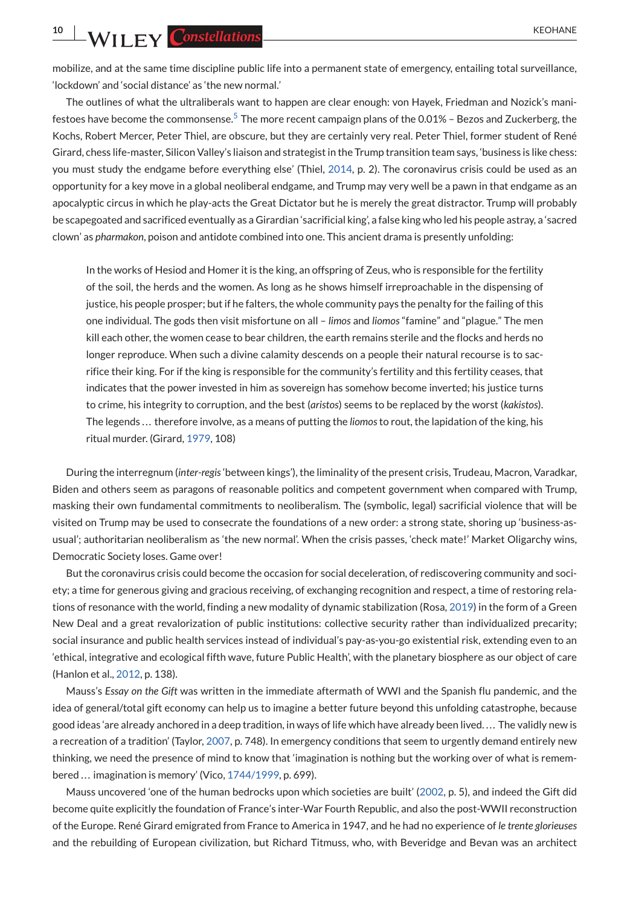mobilize, and at the same time discipline public life into a permanent state of emergency, entailing total surveillance, 'lockdown' and 'social distance' as 'the new normal.'

The outlines of what the ultraliberals want to happen are clear enough: von Hayek, Friedman and Nozick's manifestoes have become the commonsense.[5] The more recent campaign plans of the 0.01% – Bezos and Zuckerberg, the Kochs, Robert Mercer, Peter Thiel, are obscure, but they are certainly very real. Peter Thiel, former student of René Girard, chess life-master, Silicon Valley's liaison and strategist in the Trump transition team says, 'business is like chess: you must study the endgame before everything else' (Thiel, 2014, p. 2). The coronavirus crisis could be used as an opportunity for a key move in a global neoliberal endgame, and Trump may very well be a pawn in that endgame as an apocalyptic circus in which he play-acts the Great Dictator but he is merely the great distractor. Trump will probably be scapegoated and sacrificed eventually as a Girardian 'sacrificial king', a false king who led his people astray, a 'sacred clown' as *pharmakon*, poison and antidote combined into one. This ancient drama is presently unfolding:

> In the works of Hesiod and Homer it is the king, an offspring of Zeus, who is responsible for the fertility of the soil, the herds and the women. As long as he shows himself irreproachable in the dispensing of justice, his people prosper; but if he falters, the whole community pays the penalty for the failing of this one individual. The gods then visit misfortune on all – *limos* and *liomos* "famine" and "plague." The men kill each other, the women cease to bear children, the earth remains sterile and the flocks and herds no longer reproduce. When such a divine calamity descends on a people their natural recourse is to sacrifice their king. For if the king is responsible for the community's fertility and this fertility ceases, that indicates that the power invested in him as sovereign has somehow become inverted; his justice turns to crime, his integrity to corruption, and the best (*aristos*) seems to be replaced by the worst (*kakistos*). The legends … therefore involve, as a means of putting the *liomos* to rout, the lapidation of the king, his ritual murder. (Girard, 1979, 108)

During the interregnum (*inter-regis* 'between kings'), the liminality of the present crisis, Trudeau, Macron, Varadkar, Biden and others seem as paragons of reasonable politics and competent government when compared with Trump, masking their own fundamental commitments to neoliberalism. The (symbolic, legal) sacrificial violence that will be visited on Trump may be used to consecrate the foundations of a new order: a strong state, shoring up 'business-as-usual'; authoritarian neoliberalism as 'the new normal'. When the crisis passes, 'check mate!' Market Oligarchy wins, Democratic Society loses. Game over!

But the coronavirus crisis could become the occasion for social deceleration, of rediscovering community and society; a time for generous giving and gracious receiving, of exchanging recognition and respect, a time of restoring relations of resonance with the world, finding a new modality of dynamic stabilization (Rosa, 2019) in the form of a Green New Deal and a great revalorization of public institutions: collective security rather than individualized precarity; social insurance and public health services instead of individual's pay-as-you-go existential risk, extending even to an 'ethical, integrative and ecological fifth wave, future Public Health', with the planetary biosphere as our object of care (Hanlon et al., 2012, p. 138).

Mauss's *Essay on the Gift* was written in the immediate aftermath of WWI and the Spanish flu pandemic, and the idea of general/total gift economy can help us to imagine a better future beyond this unfolding catastrophe, because good ideas 'are already anchored in a deep tradition, in ways of life which have already been lived.… The validly new is a recreation of a tradition' (Taylor, 2007, p. 748). In emergency conditions that seem to urgently demand entirely new thinking, we need the presence of mind to know that 'imagination is nothing but the working over of what is remembered … imagination is memory' (Vico, 1744/1999, p. 699).

Mauss uncovered 'one of the human bedrocks upon which societies are built' (2002, p. 5), and indeed the Gift did become quite explicitly the foundation of France's inter-War Fourth Republic, and also the post-WWII reconstruction of the Europe. René Girard emigrated from France to America in 1947, and he had no experience of *le trente glorieuses* and the rebuilding of European civilization, but Richard Titmuss, who, with Beveridge and Bevan was an architect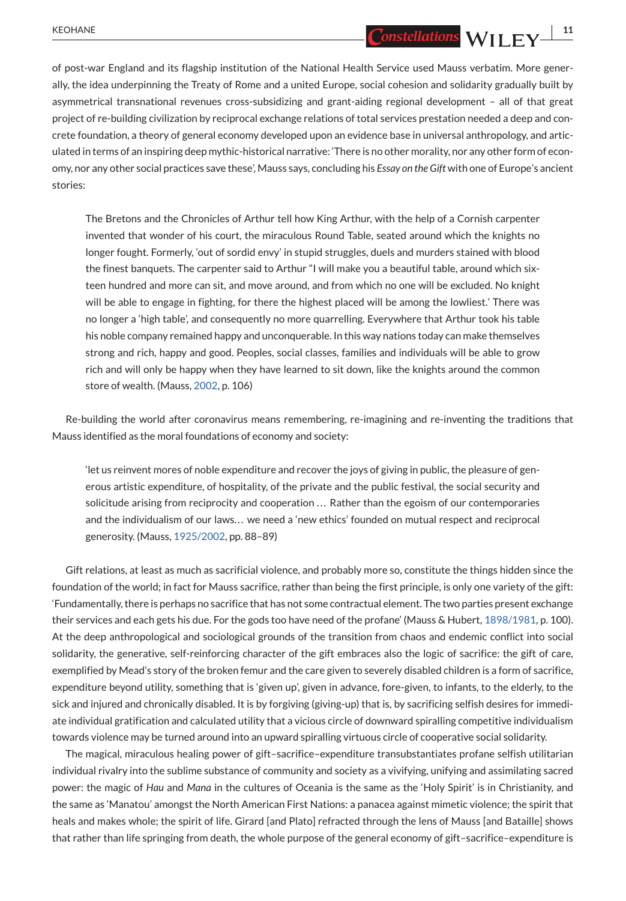of post-war England and its flagship institution of the National Health Service used Mauss verbatim. More generally, the idea underpinning the Treaty of Rome and a united Europe, social cohesion and solidarity gradually built by asymmetrical transnational revenues cross-subsidizing and grant-aiding regional development – all of that great project of re-building civilization by reciprocal exchange relations of total services prestation needed a deep and concrete foundation, a theory of general economy developed upon an evidence base in universal anthropology, and articulated in terms of an inspiring deep mythic-historical narrative: 'There is no other morality, nor any other form of economy, nor any other social practices save these', Mauss says, concluding his *Essay on the Gift* with one of Europe's ancient stories:

> The Bretons and the Chronicles of Arthur tell how King Arthur, with the help of a Cornish carpenter invented that wonder of his court, the miraculous Round Table, seated around which the knights no longer fought. Formerly, 'out of sordid envy' in stupid struggles, duels and murders stained with blood the finest banquets. The carpenter said to Arthur "I will make you a beautiful table, around which sixteen hundred and more can sit, and move around, and from which no one will be excluded. No knight will be able to engage in fighting, for there the highest placed will be among the lowliest.' There was no longer a 'high table', and consequently no more quarrelling. Everywhere that Arthur took his table his noble company remained happy and unconquerable. In this way nations today can make themselves strong and rich, happy and good. Peoples, social classes, families and individuals will be able to grow rich and will only be happy when they have learned to sit down, like the knights around the common store of wealth. (Mauss, 2002, p. 106)

Re-building the world after coronavirus means remembering, re-imagining and re-inventing the traditions that Mauss identified as the moral foundations of economy and society:

> 'let us reinvent mores of noble expenditure and recover the joys of giving in public, the pleasure of generous artistic expenditure, of hospitality, of the private and the public festival, the social security and solicitude arising from reciprocity and cooperation … Rather than the egoism of our contemporaries and the individualism of our laws… we need a 'new ethics' founded on mutual respect and reciprocal generosity. (Mauss, 1925/2002, pp. 88–89)

Gift relations, at least as much as sacrificial violence, and probably more so, constitute the things hidden since the foundation of the world; in fact for Mauss sacrifice, rather than being the first principle, is only one variety of the gift: 'Fundamentally, there is perhaps no sacrifice that has not some contractual element. The two parties present exchange their services and each gets his due. For the gods too have need of the profane' (Mauss & Hubert, 1898/1981, p. 100). At the deep anthropological and sociological grounds of the transition from chaos and endemic conflict into social solidarity, the generative, self-reinforcing character of the gift embraces also the logic of sacrifice: the gift of care, exemplified by Mead's story of the broken femur and the care given to severely disabled children is a form of sacrifice, expenditure beyond utility, something that is 'given up', given in advance, fore-given, to infants, to the elderly, to the sick and injured and chronically disabled. It is by forgiving (giving-up) that is, by sacrificing selfish desires for immediate individual gratification and calculated utility that a vicious circle of downward spiralling competitive individualism towards violence may be turned around into an upward spiralling virtuous circle of cooperative social solidarity.

The magical, miraculous healing power of gift–sacrifice–expenditure transubstantiates profane selfish utilitarian individual rivalry into the sublime substance of community and society as a vivifying, unifying and assimilating sacred power: the magic of *Hau* and *Mana* in the cultures of Oceania is the same as the 'Holy Spirit' is in Christianity, and the same as 'Manatou' amongst the North American First Nations: a panacea against mimetic violence; the spirit that heals and makes whole; the spirit of life. Girard [and Plato] refracted through the lens of Mauss [and Bataille] shows that rather than life springing from death, the whole purpose of the general economy of gift–sacrifice–expenditure is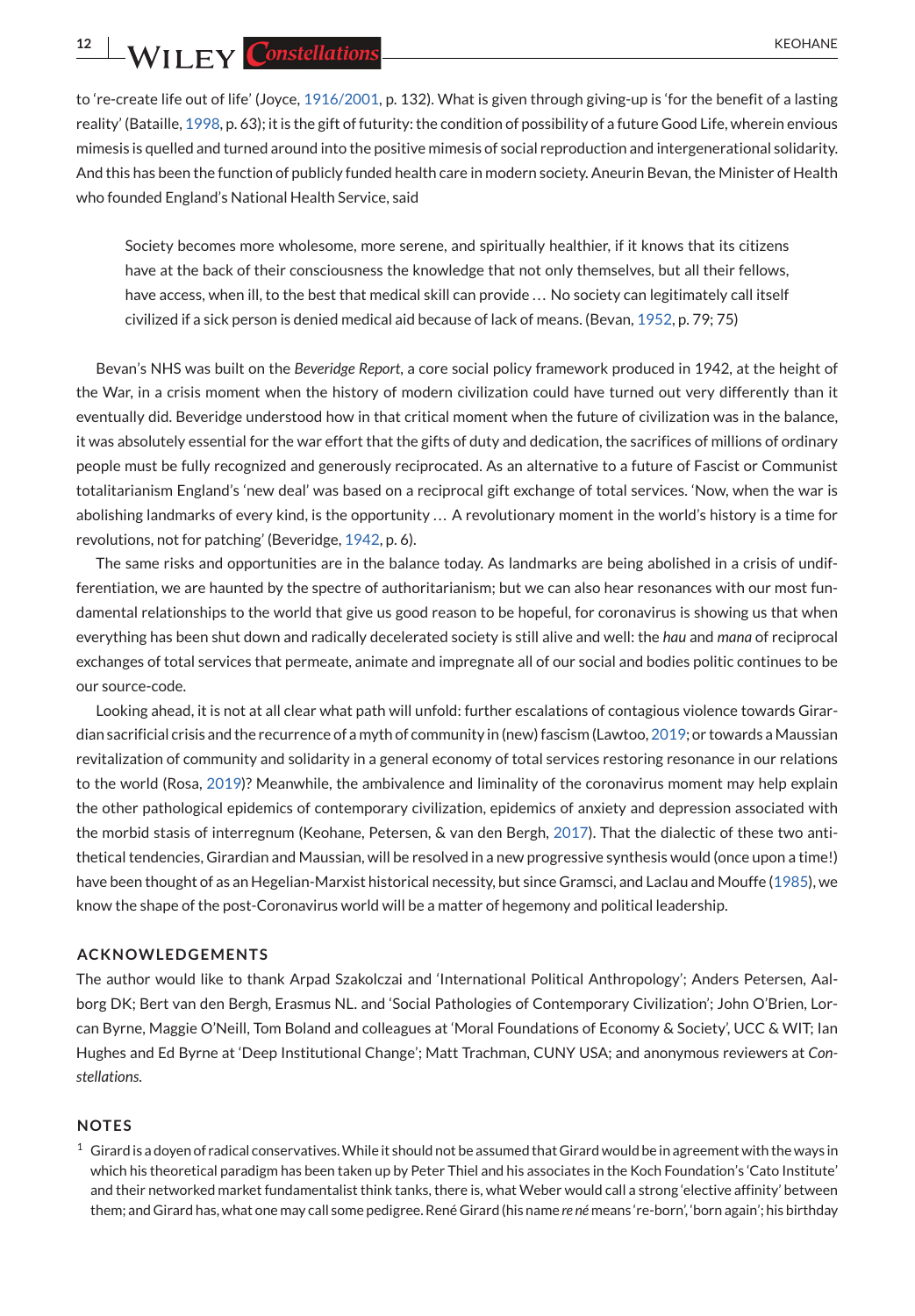to 're-create life out of life' (Joyce, 1916/2001, p. 132). What is given through giving-up is 'for the benefit of a lasting reality' (Bataille, 1998, p. 63); it is the gift of futurity: the condition of possibility of a future Good Life, wherein envious mimesis is quelled and turned around into the positive mimesis of social reproduction and intergenerational solidarity. And this has been the function of publicly funded health care in modern society. Aneurin Bevan, the Minister of Health who founded England's National Health Service, said

> Society becomes more wholesome, more serene, and spiritually healthier, if it knows that its citizens have at the back of their consciousness the knowledge that not only themselves, but all their fellows, have access, when ill, to the best that medical skill can provide … No society can legitimately call itself civilized if a sick person is denied medical aid because of lack of means. (Bevan, 1952, p. 79; 75)

Bevan's NHS was built on the *Beveridge Report*, a core social policy framework produced in 1942, at the height of the War, in a crisis moment when the history of modern civilization could have turned out very differently than it eventually did. Beveridge understood how in that critical moment when the future of civilization was in the balance, it was absolutely essential for the war effort that the gifts of duty and dedication, the sacrifices of millions of ordinary people must be fully recognized and generously reciprocated. As an alternative to a future of Fascist or Communist totalitarianism England's 'new deal' was based on a reciprocal gift exchange of total services. 'Now, when the war is abolishing landmarks of every kind, is the opportunity … A revolutionary moment in the world's history is a time for revolutions, not for patching' (Beveridge, 1942, p. 6).

The same risks and opportunities are in the balance today. As landmarks are being abolished in a crisis of undifferentiation, we are haunted by the spectre of authoritarianism; but we can also hear resonances with our most fundamental relationships to the world that give us good reason to be hopeful, for coronavirus is showing us that when everything has been shut down and radically decelerated society is still alive and well: the *hau* and *mana* of reciprocal exchanges of total services that permeate, animate and impregnate all of our social and bodies politic continues to be our source-code.

Looking ahead, it is not at all clear what path will unfold: further escalations of contagious violence towards Girardian sacrificial crisis and the recurrence of a myth of community in (new) fascism (Lawtoo, 2019; or towards a Maussian revitalization of community and solidarity in a general economy of total services restoring resonance in our relations to the world (Rosa, 2019)? Meanwhile, the ambivalence and liminality of the coronavirus moment may help explain the other pathological epidemics of contemporary civilization, epidemics of anxiety and depression associated with the morbid stasis of interregnum (Keohane, Petersen, & van den Bergh, 2017). That the dialectic of these two antithetical tendencies, Girardian and Maussian, will be resolved in a new progressive synthesis would (once upon a time!) have been thought of as an Hegelian-Marxist historical necessity, but since Gramsci, and Laclau and Mouffe (1985), we know the shape of the post-Coronavirus world will be a matter of hegemony and political leadership.

## ACKNOWLEDGEMENTS

The author would like to thank Arpad Szakolczai and 'International Political Anthropology'; Anders Petersen, Aalborg DK; Bert van den Bergh, Erasmus NL. and 'Social Pathologies of Contemporary Civilization'; John O'Brien, Lorcan Byrne, Maggie O'Neill, Tom Boland and colleagues at 'Moral Foundations of Economy & Society', UCC & WIT; Ian Hughes and Ed Byrne at 'Deep Institutional Change'; Matt Trachman, CUNY USA; and anonymous reviewers at *Constellations.*

## NOTES

[1] Girard is a doyen of radical conservatives. While it should not be assumed that Girard would be in agreement with the ways in which his theoretical paradigm has been taken up by Peter Thiel and his associates in the Koch Foundation's 'Cato Institute' and their networked market fundamentalist think tanks, there is, what Weber would call a strong 'elective affinity' between them; and Girard has, what one may call some pedigree. René Girard (his name *re né* means 're-born', 'born again'; his birthday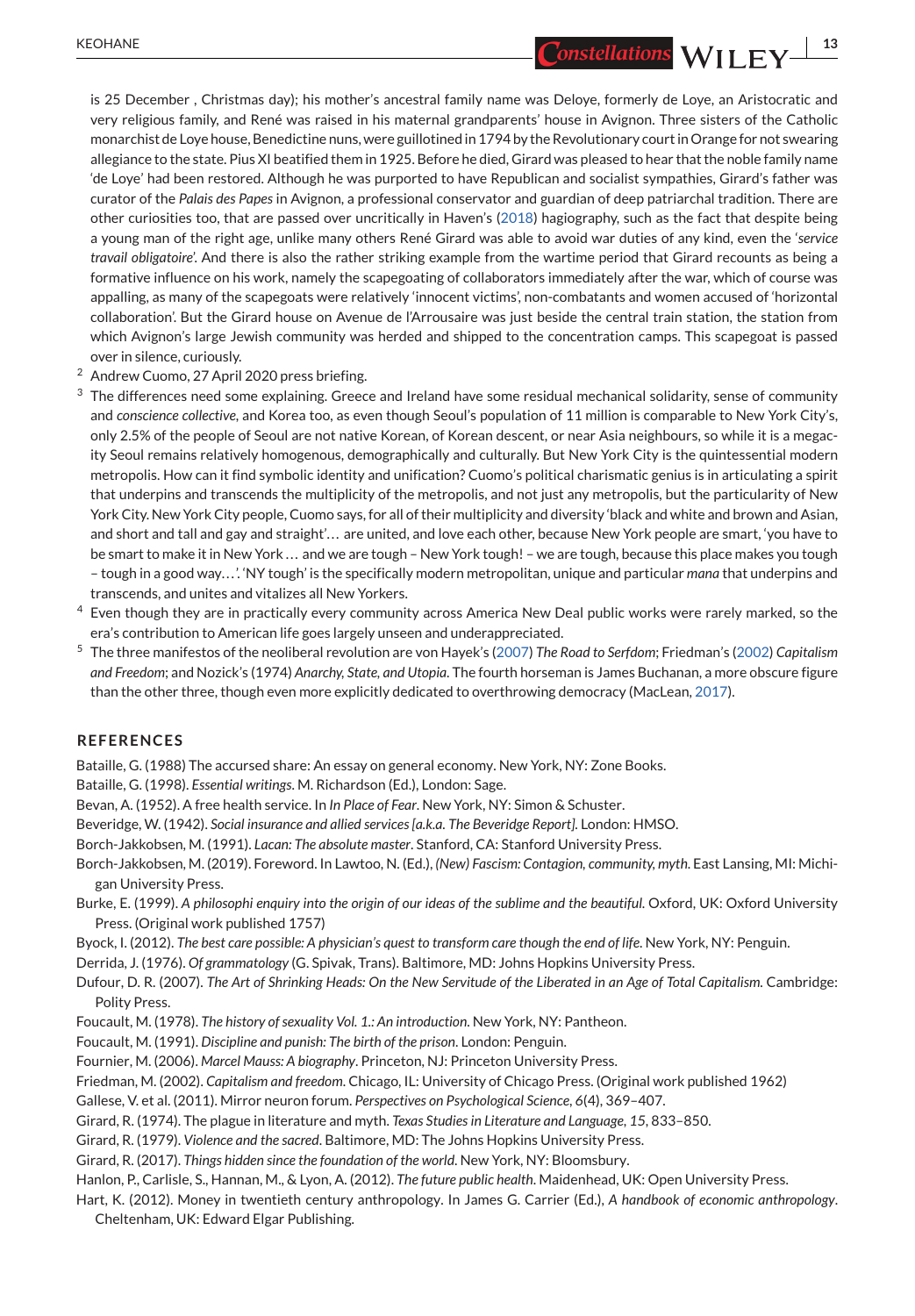is 25 December , Christmas day); his mother's ancestral family name was Deloye, formerly de Loye, an Aristocratic and very religious family, and René was raised in his maternal grandparents' house in Avignon. Three sisters of the Catholic monarchist de Loye house, Benedictine nuns, were guillotined in 1794 by the Revolutionary court in Orange for not swearing allegiance to the state. Pius XI beatified them in 1925. Before he died, Girard was pleased to hear that the noble family name 'de Loye' had been restored. Although he was purported to have Republican and socialist sympathies, Girard's father was curator of the *Palais des Papes* in Avignon, a professional conservator and guardian of deep patriarchal tradition. There are other curiosities too, that are passed over uncritically in Haven's (2018) hagiography, such as the fact that despite being a young man of the right age, unlike many others René Girard was able to avoid war duties of any kind, even the '*service travail obligatoire*'. And there is also the rather striking example from the wartime period that Girard recounts as being a formative influence on his work, namely the scapegoating of collaborators immediately after the war, which of course was appalling, as many of the scapegoats were relatively 'innocent victims', non-combatants and women accused of 'horizontal collaboration'. But the Girard house on Avenue de l'Arrousaire was just beside the central train station, the station from which Avignon's large Jewish community was herded and shipped to the concentration camps. This scapegoat is passed over in silence, curiously.

[2] Andrew Cuomo, 27 April 2020 press briefing.

[3] The differences need some explaining. Greece and Ireland have some residual mechanical solidarity, sense of community and *conscience collective*, and Korea too, as even though Seoul's population of 11 million is comparable to New York City's, only 2.5% of the people of Seoul are not native Korean, of Korean descent, or near Asia neighbours, so while it is a megacity Seoul remains relatively homogenous, demographically and culturally. But New York City is the quintessential modern metropolis. How can it find symbolic identity and unification? Cuomo's political charismatic genius is in articulating a spirit that underpins and transcends the multiplicity of the metropolis, and not just any metropolis, but the particularity of New York City. New York City people, Cuomo says, for all of their multiplicity and diversity 'black and white and brown and Asian, and short and tall and gay and straight'… are united, and love each other, because New York people are smart, 'you have to be smart to make it in New York … and we are tough – New York tough! – we are tough, because this place makes you tough – tough in a good way…'. 'NY tough' is the specifically modern metropolitan, unique and particular *mana* that underpins and transcends, and unites and vitalizes all New Yorkers.

[4] Even though they are in practically every community across America New Deal public works were rarely marked, so the era's contribution to American life goes largely unseen and underappreciated.

[5] The three manifestos of the neoliberal revolution are von Hayek's (2007) *The Road to Serfdom*; Friedman's (2002) *Capitalism and Freedom*; and Nozick's (1974) *Anarchy, State, and Utopia*. The fourth horseman is James Buchanan, a more obscure figure than the other three, though even more explicitly dedicated to overthrowing democracy (MacLean, 2017).

## REFERENCES

Bataille, G. (1988) The accursed share: An essay on general economy. New York, NY: Zone Books.

Bataille, G. (1998). *Essential writings*. M. Richardson (Ed.), London: Sage.

Bevan, A. (1952). A free health service. In *In Place of Fear*. New York, NY: Simon & Schuster.

Beveridge, W. (1942). *Social insurance and allied services [a.k.a. The Beveridge Report]*. London: HMSO.

Borch-Jakkobsen, M. (1991). *Lacan: The absolute master*. Stanford, CA: Stanford University Press.

Borch-Jakkobsen, M. (2019). Foreword. In Lawtoo, N. (Ed.), *(New) Fascism: Contagion, community, myth*. East Lansing, MI: Michigan University Press.

Burke, E. (1999). *A philosophi enquiry into the origin of our ideas of the sublime and the beautiful*. Oxford, UK: Oxford University Press. (Original work published 1757)

Byock, I. (2012). *The best care possible: A physician's quest to transform care though the end of life*. New York, NY: Penguin.

Derrida, J. (1976). *Of grammatology* (G. Spivak, Trans). Baltimore, MD: Johns Hopkins University Press.

Dufour, D. R. (2007). *The Art of Shrinking Heads: On the New Servitude of the Liberated in an Age of Total Capitalism*. Cambridge: Polity Press.

Foucault, M. (1978). *The history of sexuality Vol. 1.: An introduction*. New York, NY: Pantheon.

Foucault, M. (1991). *Discipline and punish: The birth of the prison*. London: Penguin.

Fournier, M. (2006). *Marcel Mauss: A biography*. Princeton, NJ: Princeton University Press.

Friedman, M. (2002). *Capitalism and freedom*. Chicago, IL: University of Chicago Press. (Original work published 1962)

Gallese, V. et al. (2011). Mirror neuron forum. *Perspectives on Psychological Science*, *6*(4), 369–407.

Girard, R. (1974). The plague in literature and myth. *Texas Studies in Literature and Language*, *15*, 833–850.

Girard, R. (1979). *Violence and the sacred*. Baltimore, MD: The Johns Hopkins University Press.

Girard, R. (2017). *Things hidden since the foundation of the world*. New York, NY: Bloomsbury.

Hanlon, P., Carlisle, S., Hannan, M., & Lyon, A. (2012). *The future public health*. Maidenhead, UK: Open University Press.

Hart, K. (2012). Money in twentieth century anthropology. In James G. Carrier (Ed.), *A handbook of economic anthropology*. Cheltenham, UK: Edward Elgar Publishing.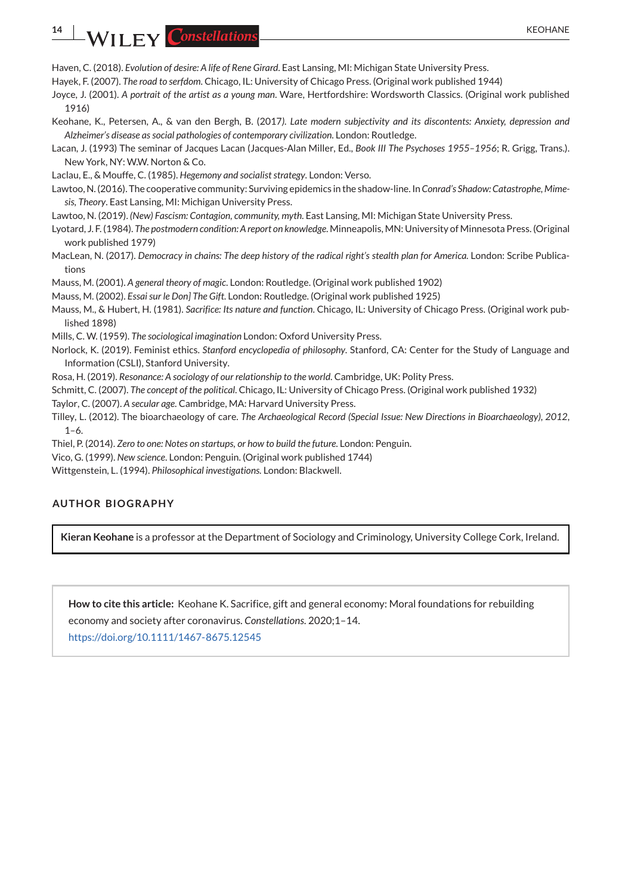Haven, C. (2018). *Evolution of desire: A life of Rene Girard*. East Lansing, MI: Michigan State University Press.

Hayek, F. (2007). *The road to serfdom*. Chicago, IL: University of Chicago Press. (Original work published 1944)

Joyce, J. (2001). *A portrait of the artist as a young man*. Ware, Hertfordshire: Wordsworth Classics. (Original work published 1916)

Keohane, K., Petersen, A., & van den Bergh, B. (2017). *Late modern subjectivity and its discontents: Anxiety, depression and Alzheimer's disease as social pathologies of contemporary civilization*. London: Routledge.

Lacan, J. (1993) The seminar of Jacques Lacan (Jacques-Alan Miller, Ed., *Book III The Psychoses 1955–1956*; R. Grigg, Trans.). New York, NY: W.W. Norton & Co.

Laclau, E., & Mouffe, C. (1985). *Hegemony and socialist strategy*. London: Verso.

Lawtoo, N. (2016). The cooperative community: Surviving epidemics in the shadow-line. In *Conrad's Shadow: Catastrophe, Mimesis, Theory*. East Lansing, MI: Michigan University Press.

Lawtoo, N. (2019). *(New) Fascism: Contagion, community, myth*. East Lansing, MI: Michigan State University Press.

Lyotard, J. F. (1984). *The postmodern condition: A report on knowledge*. Minneapolis, MN: University of Minnesota Press. (Original work published 1979)

MacLean, N. (2017). *Democracy in chains: The deep history of the radical right's stealth plan for America*. London: Scribe Publications

Mauss, M. (2001). *A general theory of magic*. London: Routledge. (Original work published 1902)

Mauss, M. (2002). *Essai sur le Don] The Gift*. London: Routledge. (Original work published 1925)

Mauss, M., & Hubert, H. (1981). *Sacrifice: Its nature and function*. Chicago, IL: University of Chicago Press. (Original work published 1898)

Mills, C. W. (1959). *The sociological imagination* London: Oxford University Press.

Norlock, K. (2019). Feminist ethics. *Stanford encyclopedia of philosophy*. Stanford, CA: Center for the Study of Language and Information (CSLI), Stanford University.

Rosa, H. (2019). *Resonance: A sociology of our relationship to the world*. Cambridge, UK: Polity Press.

Schmitt, C. (2007). *The concept of the political*. Chicago, IL: University of Chicago Press. (Original work published 1932)

Taylor, C. (2007). *A secular age*. Cambridge, MA: Harvard University Press.

Tilley, L. (2012). The bioarchaeology of care. *The Archaeological Record (Special Issue: New Directions in Bioarchaeology)*, *2012*, 1–6.

Thiel, P. (2014). *Zero to one: Notes on startups, or how to build the future*. London: Penguin.

Vico, G. (1999). *New science*. London: Penguin. (Original work published 1744)

Wittgenstein, L. (1994). *Philosophical investigations*. London: Blackwell.

## AUTHOR BIOGRAPHY

**Kieran Keohane** is a professor at the Department of Sociology and Criminology, University College Cork, Ireland.

**How to cite this article:** Keohane K. Sacrifice, gift and general economy: Moral foundations for rebuilding economy and society after coronavirus. *Constellations*. 2020;1–14. https://doi.org/10.1111/1467-8675.12545